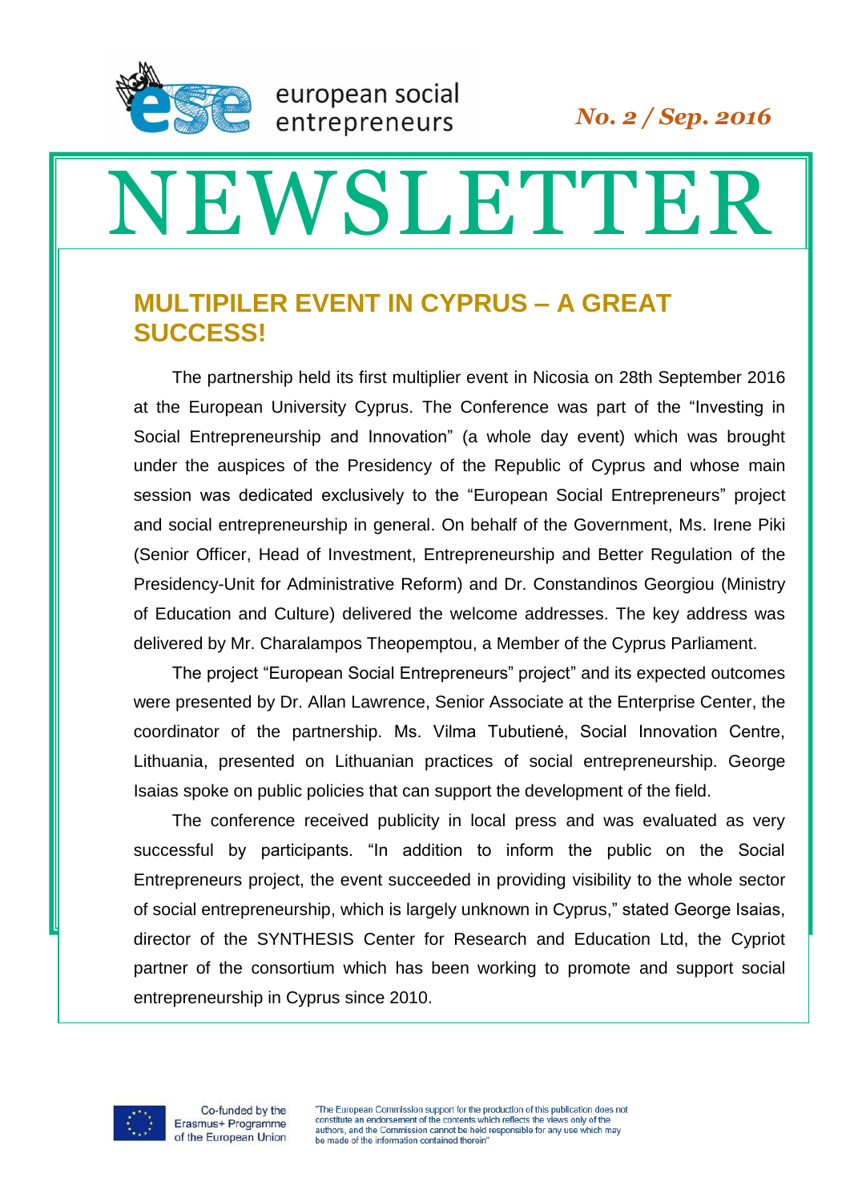european social entrepreneurs

*No. 2 / Sep. 2016*

# NEWSLETTER

## MULTIPILER EVENT IN CYPRUS – A GREAT SUCCESS!

The partnership held its first multiplier event in Nicosia on 28th September 2016 at the European University Cyprus. The Conference was part of the "Investing in Social Entrepreneurship and Innovation" (a whole day event) which was brought under the auspices of the Presidency of the Republic of Cyprus and whose main session was dedicated exclusively to the "European Social Entrepreneurs" project and social entrepreneurship in general. On behalf of the Government, Ms. Irene Piki (Senior Officer, Head of Investment, Entrepreneurship and Better Regulation of the Presidency-Unit for Administrative Reform) and Dr. Constandinos Georgiou (Ministry of Education and Culture) delivered the welcome addresses. The key address was delivered by Mr. Charalampos Theopemptou, a Member of the Cyprus Parliament.

The project "European Social Entrepreneurs" project" and its expected outcomes were presented by Dr. Allan Lawrence, Senior Associate at the Enterprise Center, the coordinator of the partnership. Ms. Vilma Tubutienė, Social Innovation Centre, Lithuania, presented on Lithuanian practices of social entrepreneurship. George Isaias spoke on public policies that can support the development of the field.

The conference received publicity in local press and was evaluated as very successful by participants. "In addition to inform the public on the Social Entrepreneurs project, the event succeeded in providing visibility to the whole sector of social entrepreneurship, which is largely unknown in Cyprus," stated George Isaias, director of the SYNTHESIS Center for Research and Education Ltd, the Cypriot partner of the consortium which has been working to promote and support social entrepreneurship in Cyprus since 2010.

Co-funded by the Erasmus+ Programme of the European Union

"The European Commission support for the production of this publication does not constitute an endorsement of the contents which reflects the views only of the authors, and the Commission cannot be held responsible for any use which may be made of the information contained therein"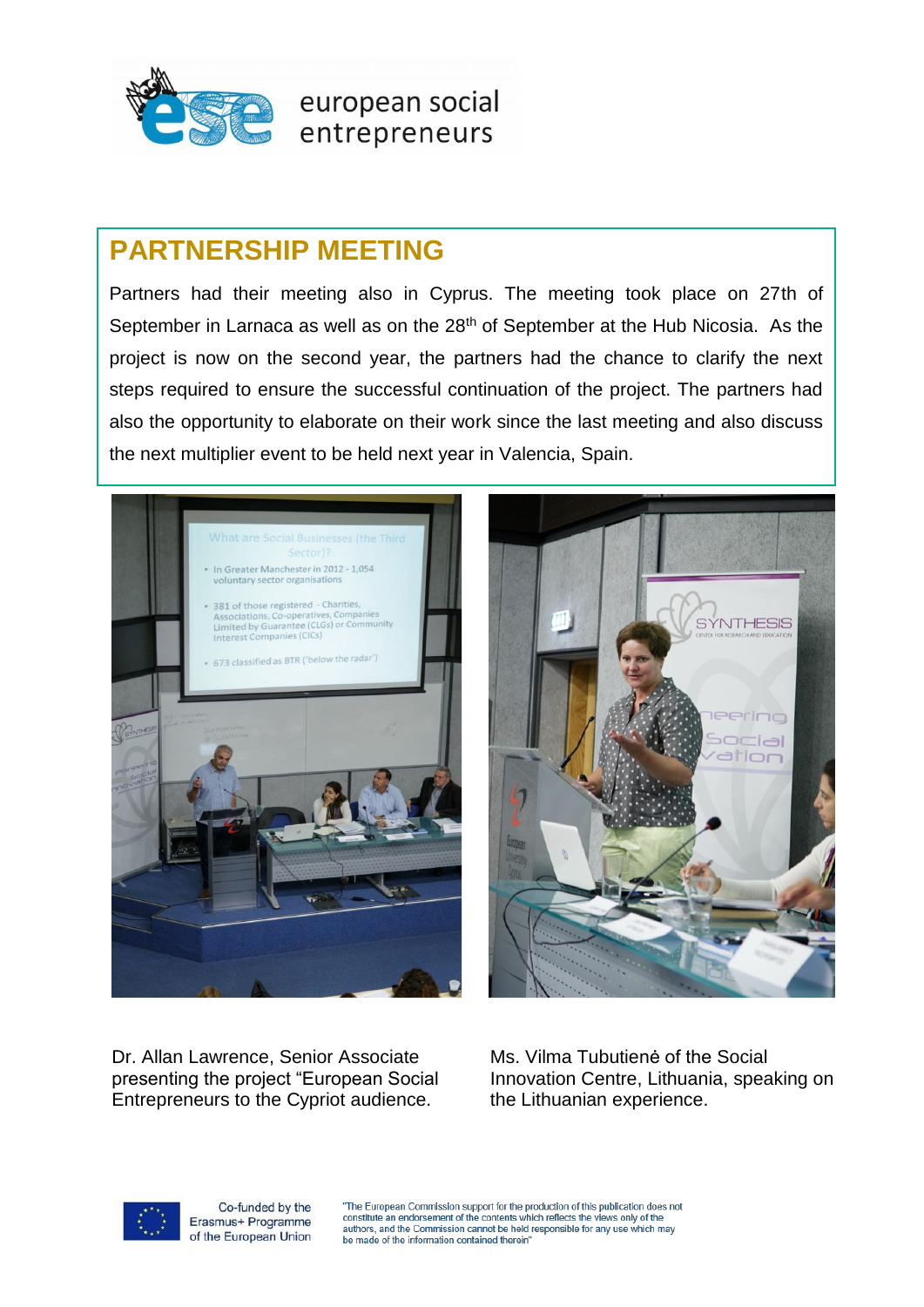european social entrepreneurs

## PARTNERSHIP MEETING

Partners had their meeting also in Cyprus. The meeting took place on 27th of September in Larnaca as well as on the 28th of September at the Hub Nicosia. As the project is now on the second year, the partners had the chance to clarify the next steps required to ensure the successful continuation of the project. The partners had also the opportunity to elaborate on their work since the last meeting and also discuss the next multiplier event to be held next year in Valencia, Spain.

Dr. Allan Lawrence, Senior Associate presenting the project "European Social Entrepreneurs to the Cypriot audience.

Ms. Vilma Tubutienė of the Social Innovation Centre, Lithuania, speaking on the Lithuanian experience.

Co-funded by the Erasmus+ Programme of the European Union

"The European Commission support for the production of this publication does not constitute an endorsement of the contents which reflects the views only of the authors, and the Commission cannot be held responsible for any use which may be made of the information contained therein"